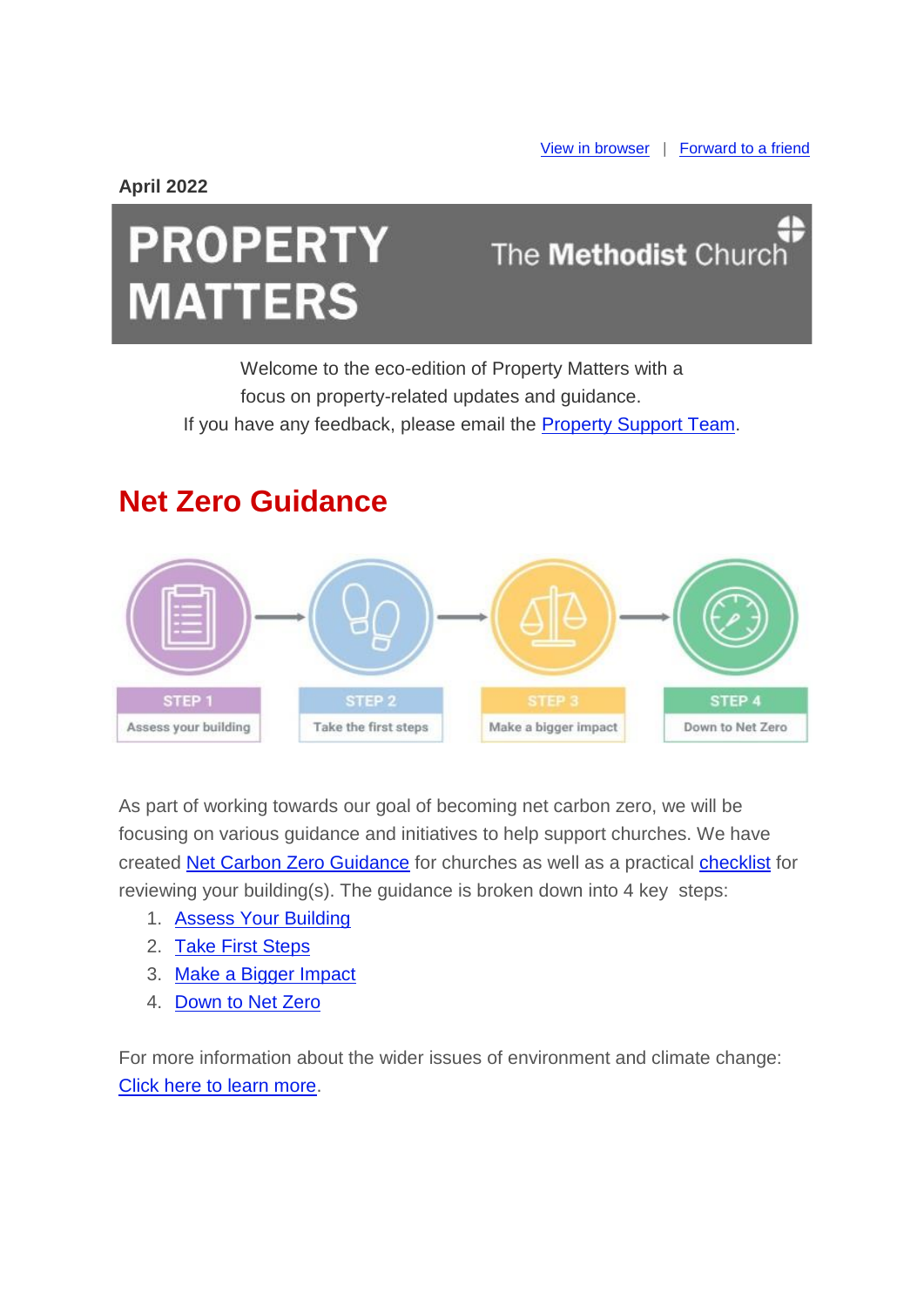View in browser | Forward to a friend

**April 2022**

# PROPERTY MATTERS

The Methodist Church

Welcome to the eco-edition of Property Matters with a focus on property-related updates and guidance.
If you have any feedback, please email the Property Support Team.

## Net Zero Guidance

STEP 1 — Assess your building
STEP 2 — Take the first steps
STEP 3 — Make a bigger impact
STEP 4 — Down to Net Zero

As part of working towards our goal of becoming net carbon zero, we will be focusing on various guidance and initiatives to help support churches. We have created Net Carbon Zero Guidance for churches as well as a practical checklist for reviewing your building(s). The guidance is broken down into 4 key steps:

1. Assess Your Building
2. Take First Steps
3. Make a Bigger Impact
4. Down to Net Zero

For more information about the wider issues of environment and climate change: Click here to learn more.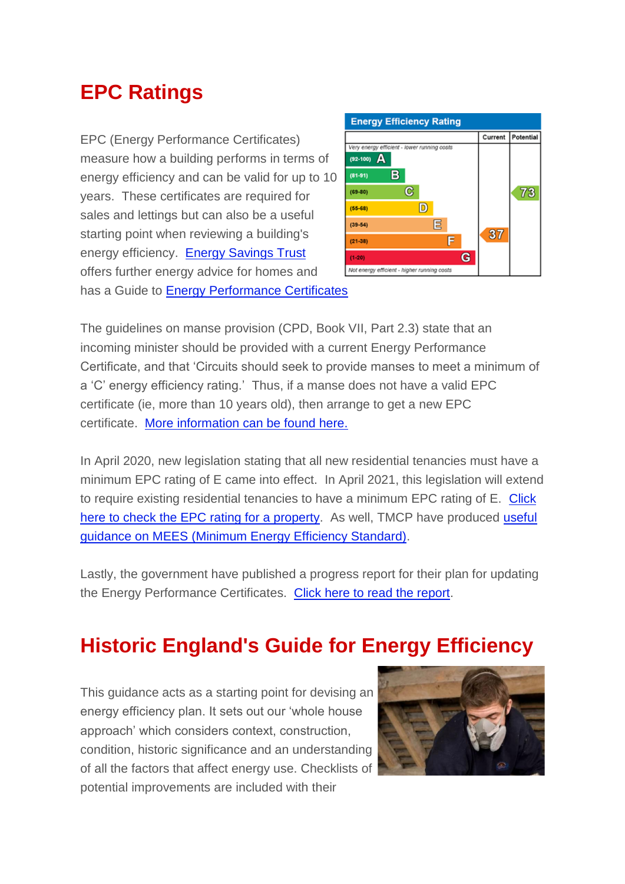## EPC Ratings

EPC (Energy Performance Certificates) measure how a building performs in terms of energy efficiency and can be valid for up to 10 years. These certificates are required for sales and lettings but can also be a useful starting point when reviewing a building's energy efficiency. Energy Savings Trust offers further energy advice for homes and has a Guide to Energy Performance Certificates

The guidelines on manse provision (CPD, Book VII, Part 2.3) state that an incoming minister should be provided with a current Energy Performance Certificate, and that 'Circuits should seek to provide manses to meet a minimum of a 'C' energy efficiency rating.' Thus, if a manse does not have a valid EPC certificate (ie, more than 10 years old), then arrange to get a new EPC certificate. More information can be found here.

In April 2020, new legislation stating that all new residential tenancies must have a minimum EPC rating of E came into effect. In April 2021, this legislation will extend to require existing residential tenancies to have a minimum EPC rating of E. Click here to check the EPC rating for a property. As well, TMCP have produced useful guidance on MEES (Minimum Energy Efficiency Standard).

Lastly, the government have published a progress report for their plan for updating the Energy Performance Certificates. Click here to read the report.

## Historic England's Guide for Energy Efficiency

This guidance acts as a starting point for devising an energy efficiency plan. It sets out our 'whole house approach' which considers context, construction, condition, historic significance and an understanding of all the factors that affect energy use. Checklists of potential improvements are included with their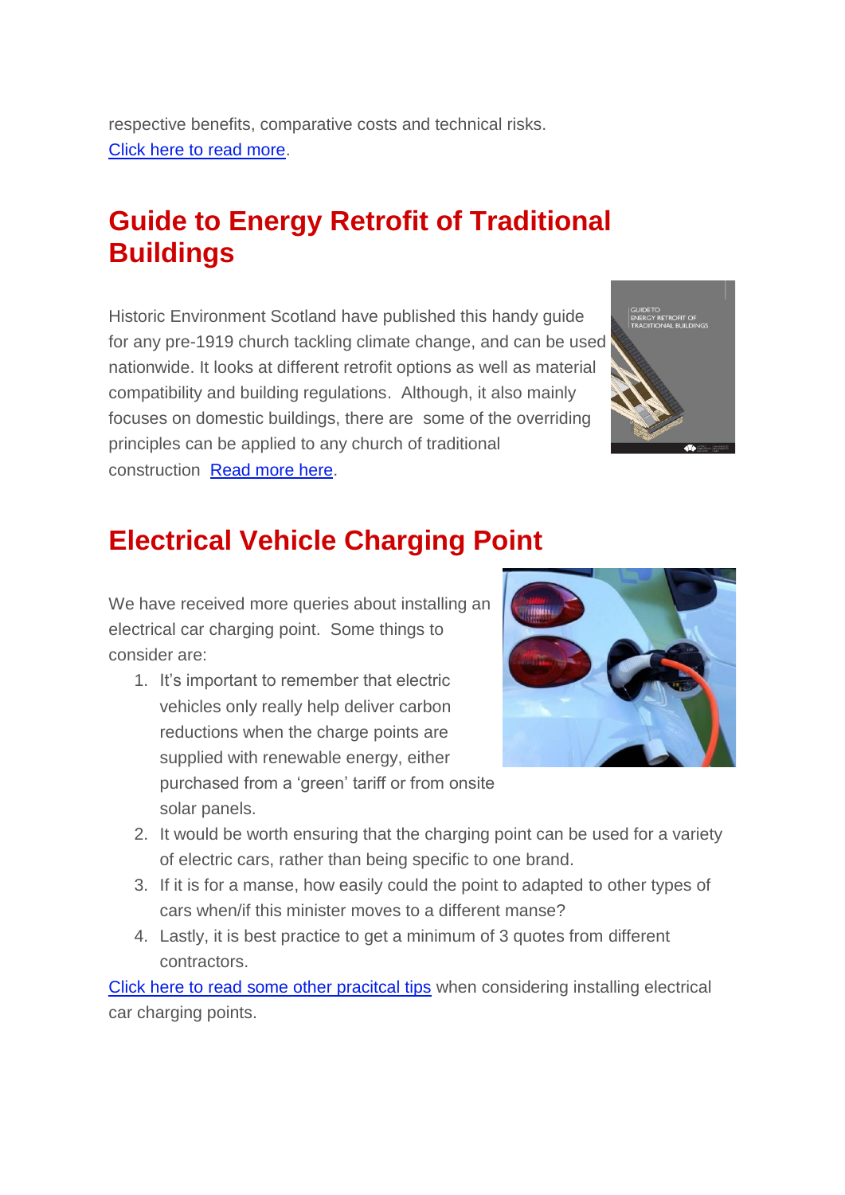respective benefits, comparative costs and technical risks.
[Click here to read more](#).

## Guide to Energy Retrofit of Traditional Buildings

Historic Environment Scotland have published this handy guide for any pre-1919 church tackling climate change, and can be used nationwide. It looks at different retrofit options as well as material compatibility and building regulations.  Although, it also mainly focuses on domestic buildings, there are  some of the overriding principles can be applied to any church of traditional construction  [Read more here](#).

## Electrical Vehicle Charging Point

We have received more queries about installing an electrical car charging point.  Some things to consider are:

1. It's important to remember that electric vehicles only really help deliver carbon reductions when the charge points are supplied with renewable energy, either purchased from a 'green' tariff or from onsite solar panels.
2. It would be worth ensuring that the charging point can be used for a variety of electric cars, rather than being specific to one brand.
3. If it is for a manse, how easily could the point to adapted to other types of cars when/if this minister moves to a different manse?
4. Lastly, it is best practice to get a minimum of 3 quotes from different contractors.

[Click here to read some other pracitcal tips](#) when considering installing electrical car charging points.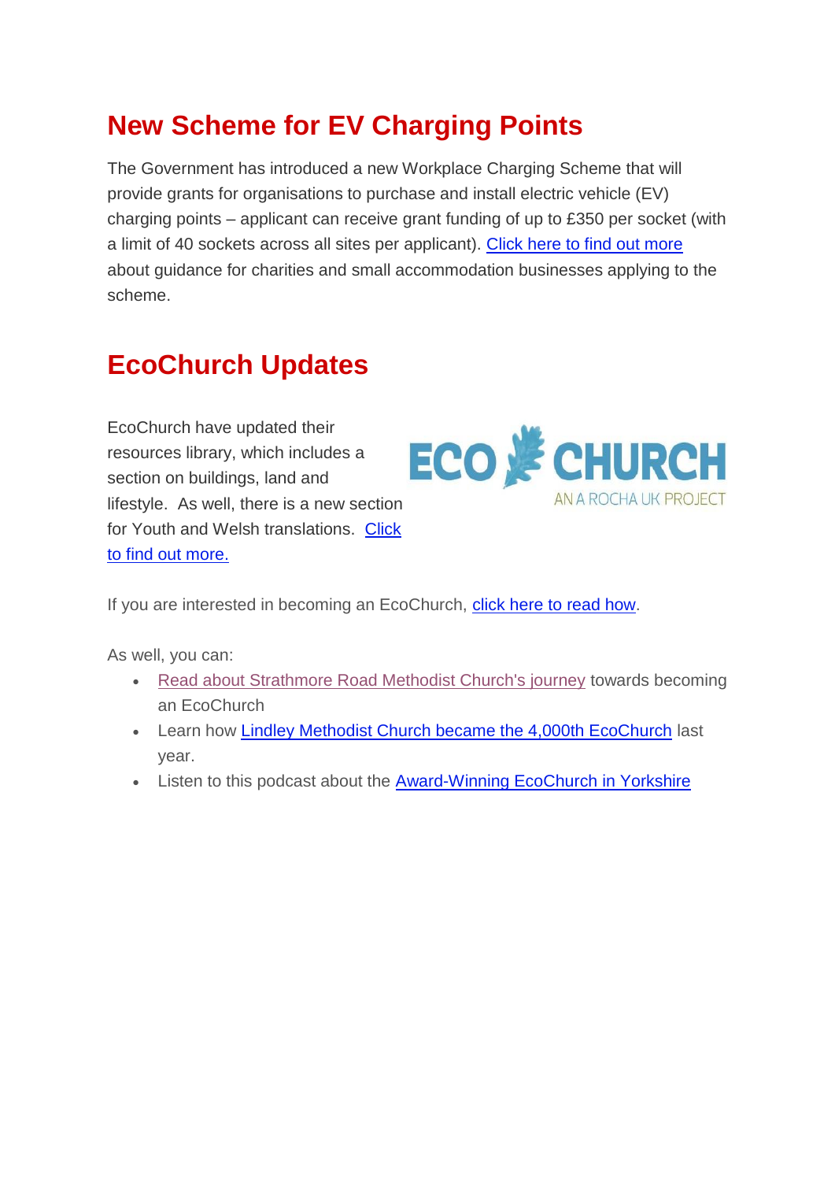## New Scheme for EV Charging Points

The Government has introduced a new Workplace Charging Scheme that will provide grants for organisations to purchase and install electric vehicle (EV) charging points – applicant can receive grant funding of up to £350 per socket (with a limit of 40 sockets across all sites per applicant). Click here to find out more about guidance for charities and small accommodation businesses applying to the scheme.

## EcoChurch Updates

EcoChurch have updated their resources library, which includes a section on buildings, land and lifestyle. As well, there is a new section for Youth and Welsh translations. Click to find out more.

ECO CHURCH
AN A ROCHA UK PROJECT

If you are interested in becoming an EcoChurch, click here to read how.

As well, you can:

- Read about Strathmore Road Methodist Church's journey towards becoming an EcoChurch
- Learn how Lindley Methodist Church became the 4,000th EcoChurch last year.
- Listen to this podcast about the Award-Winning EcoChurch in Yorkshire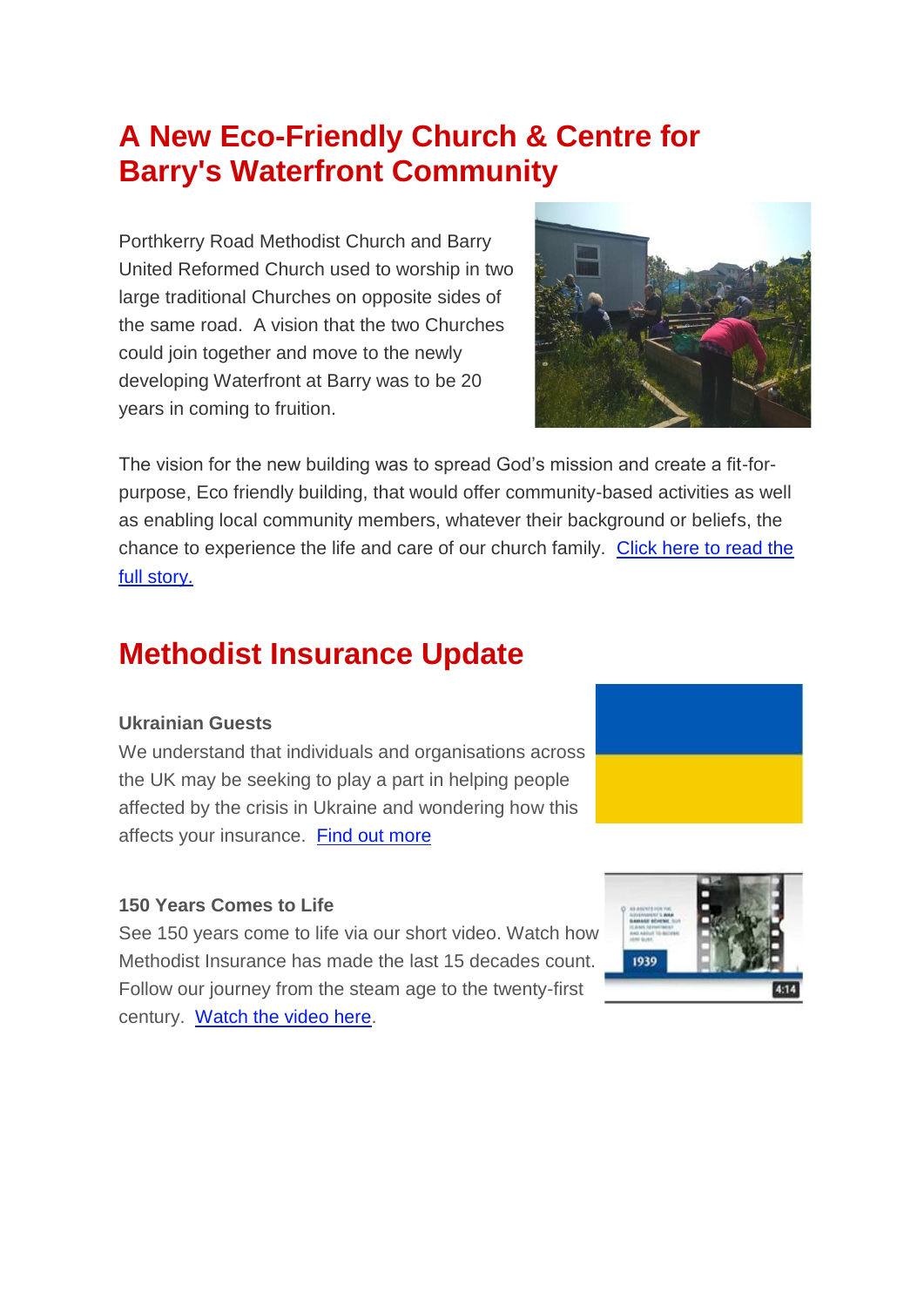# A New Eco-Friendly Church & Centre for Barry's Waterfront Community

Porthkerry Road Methodist Church and Barry United Reformed Church used to worship in two large traditional Churches on opposite sides of the same road. A vision that the two Churches could join together and move to the newly developing Waterfront at Barry was to be 20 years in coming to fruition.

The vision for the new building was to spread God's mission and create a fit-for-purpose, Eco friendly building, that would offer community-based activities as well as enabling local community members, whatever their background or beliefs, the chance to experience the life and care of our church family. Click here to read the full story.

# Methodist Insurance Update

**Ukrainian Guests**

We understand that individuals and organisations across the UK may be seeking to play a part in helping people affected by the crisis in Ukraine and wondering how this affects your insurance. Find out more

**150 Years Comes to Life**

See 150 years come to life via our short video. Watch how Methodist Insurance has made the last 15 decades count. Follow our journey from the steam age to the twenty-first century. Watch the video here.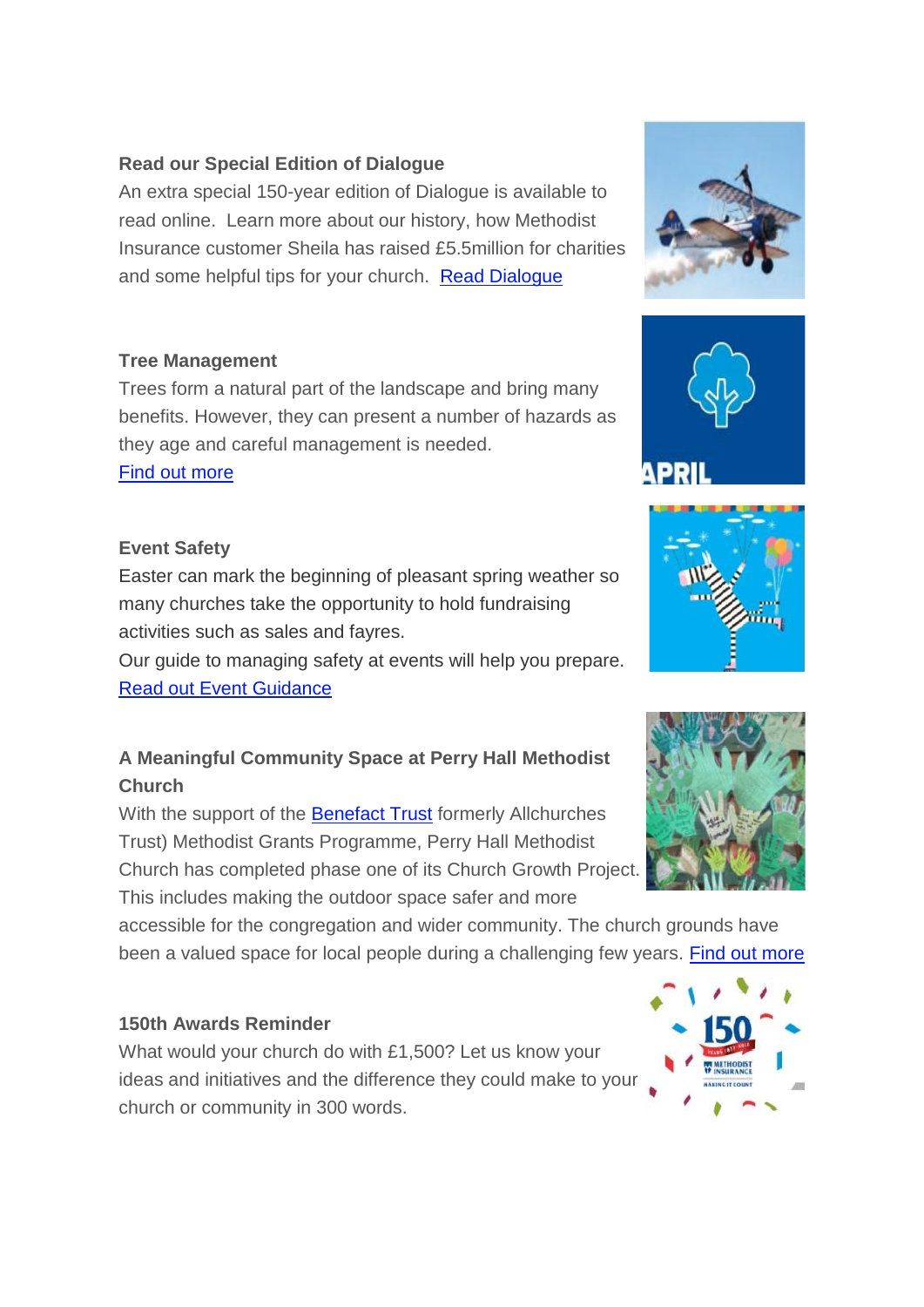**Read our Special Edition of Dialogue**

An extra special 150-year edition of Dialogue is available to read online. Learn more about our history, how Methodist Insurance customer Sheila has raised £5.5million for charities and some helpful tips for your church. Read Dialogue

**Tree Management**

Trees form a natural part of the landscape and bring many benefits. However, they can present a number of hazards as they age and careful management is needed.

Find out more

**Event Safety**

Easter can mark the beginning of pleasant spring weather so many churches take the opportunity to hold fundraising activities such as sales and fayres.

Our guide to managing safety at events will help you prepare.

Read out Event Guidance

**A Meaningful Community Space at Perry Hall Methodist Church**

With the support of the Benefact Trust formerly Allchurches Trust) Methodist Grants Programme, Perry Hall Methodist Church has completed phase one of its Church Growth Project. This includes making the outdoor space safer and more accessible for the congregation and wider community. The church grounds have been a valued space for local people during a challenging few years. Find out more

**150th Awards Reminder**

What would your church do with £1,500? Let us know your ideas and initiatives and the difference they could make to your church or community in 300 words.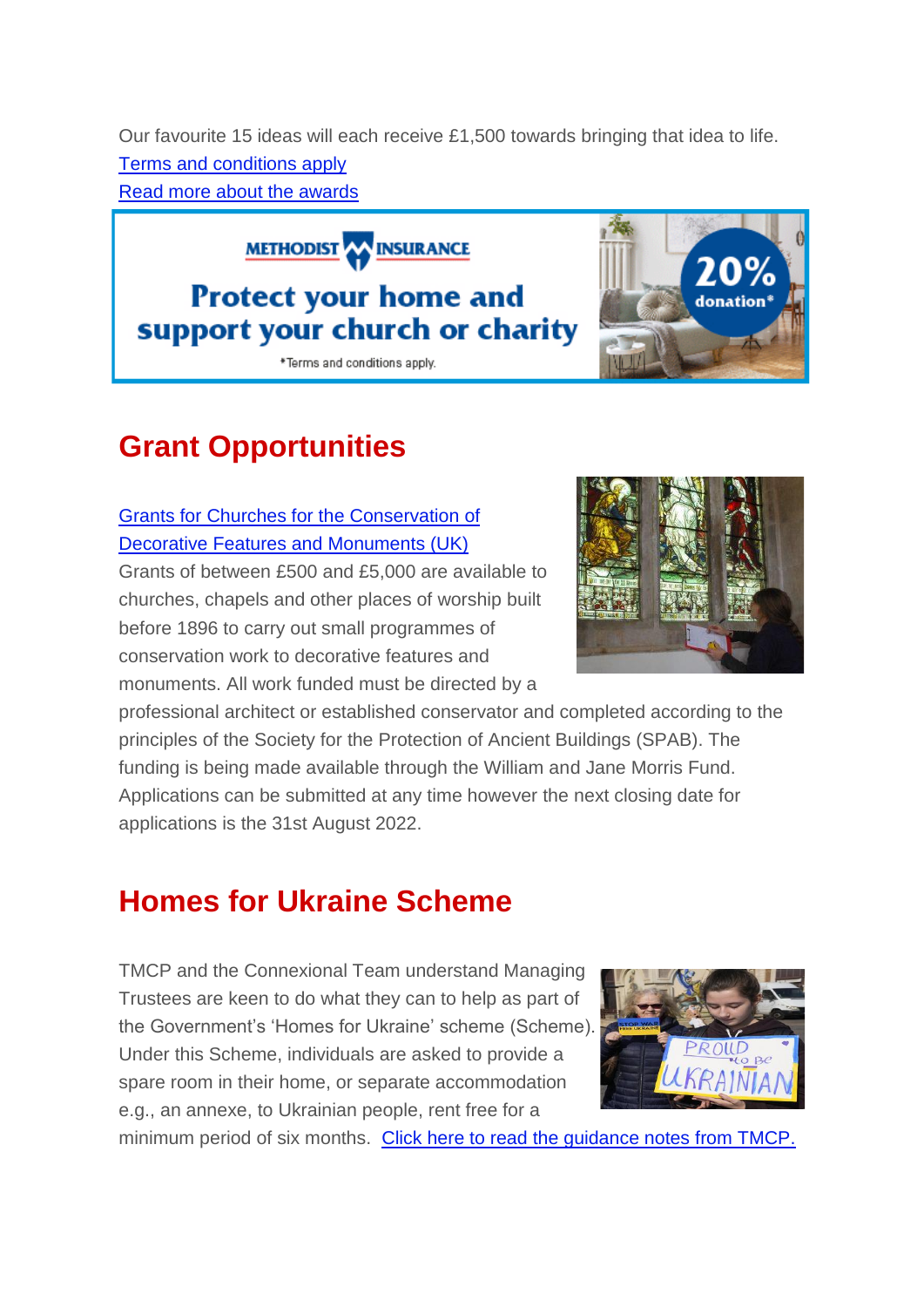Our favourite 15 ideas will each receive £1,500 towards bringing that idea to life.

[Terms and conditions apply](#)

[Read more about the awards](#)

METHODIST INSURANCE

Protect your home and support your church or charity

*Terms and conditions apply.

20% donation*

## Grant Opportunities

[Grants for Churches for the Conservation of Decorative Features and Monuments (UK)](#)

Grants of between £500 and £5,000 are available to churches, chapels and other places of worship built before 1896 to carry out small programmes of conservation work to decorative features and monuments. All work funded must be directed by a professional architect or established conservator and completed according to the principles of the Society for the Protection of Ancient Buildings (SPAB). The funding is being made available through the William and Jane Morris Fund. Applications can be submitted at any time however the next closing date for applications is the 31st August 2022.

## Homes for Ukraine Scheme

TMCP and the Connexional Team understand Managing Trustees are keen to do what they can to help as part of the Government's 'Homes for Ukraine' scheme (Scheme). Under this Scheme, individuals are asked to provide a spare room in their home, or separate accommodation e.g., an annexe, to Ukrainian people, rent free for a minimum period of six months. [Click here to read the guidance notes from TMCP.](#)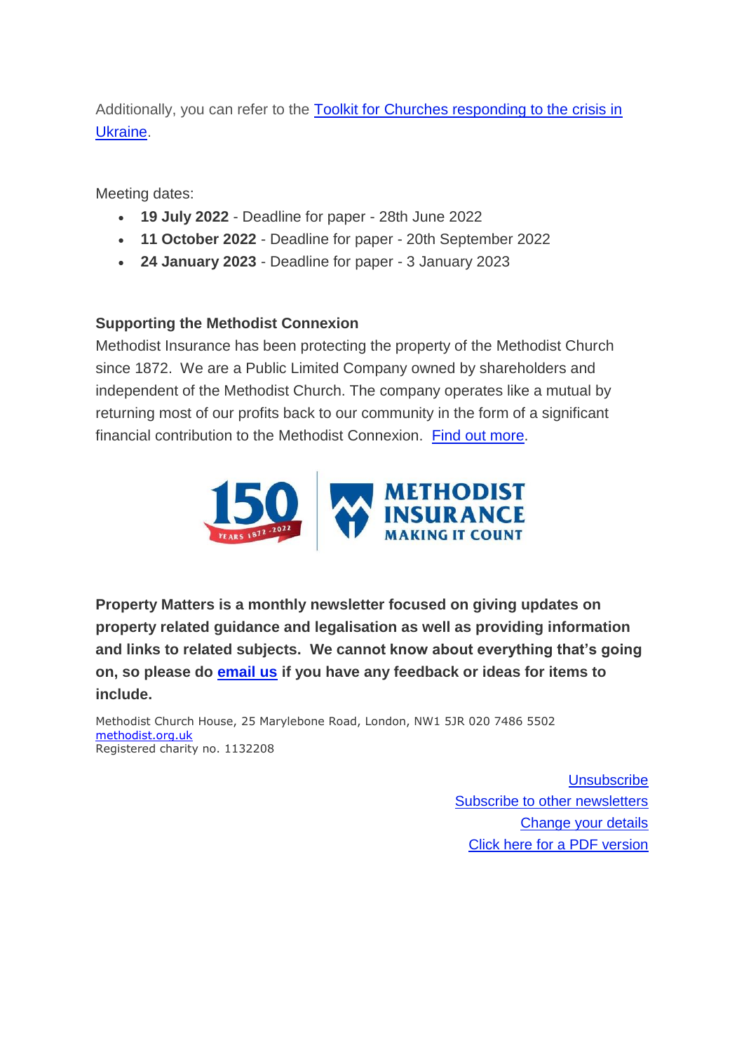Additionally, you can refer to the Toolkit for Churches responding to the crisis in Ukraine.

Meeting dates:

- **19 July 2022** - Deadline for paper - 28th June 2022
- **11 October 2022** - Deadline for paper - 20th September 2022
- **24 January 2023** - Deadline for paper - 3 January 2023

**Supporting the Methodist Connexion**

Methodist Insurance has been protecting the property of the Methodist Church since 1872. We are a Public Limited Company owned by shareholders and independent of the Methodist Church. The company operates like a mutual by returning most of our profits back to our community in the form of a significant financial contribution to the Methodist Connexion. Find out more.

**Property Matters is a monthly newsletter focused on giving updates on property related guidance and legalisation as well as providing information and links to related subjects. We cannot know about everything that's going on, so please do email us if you have any feedback or ideas for items to include.**

Methodist Church House, 25 Marylebone Road, London, NW1 5JR 020 7486 5502
methodist.org.uk
Registered charity no. 1132208

Unsubscribe
Subscribe to other newsletters
Change your details
Click here for a PDF version